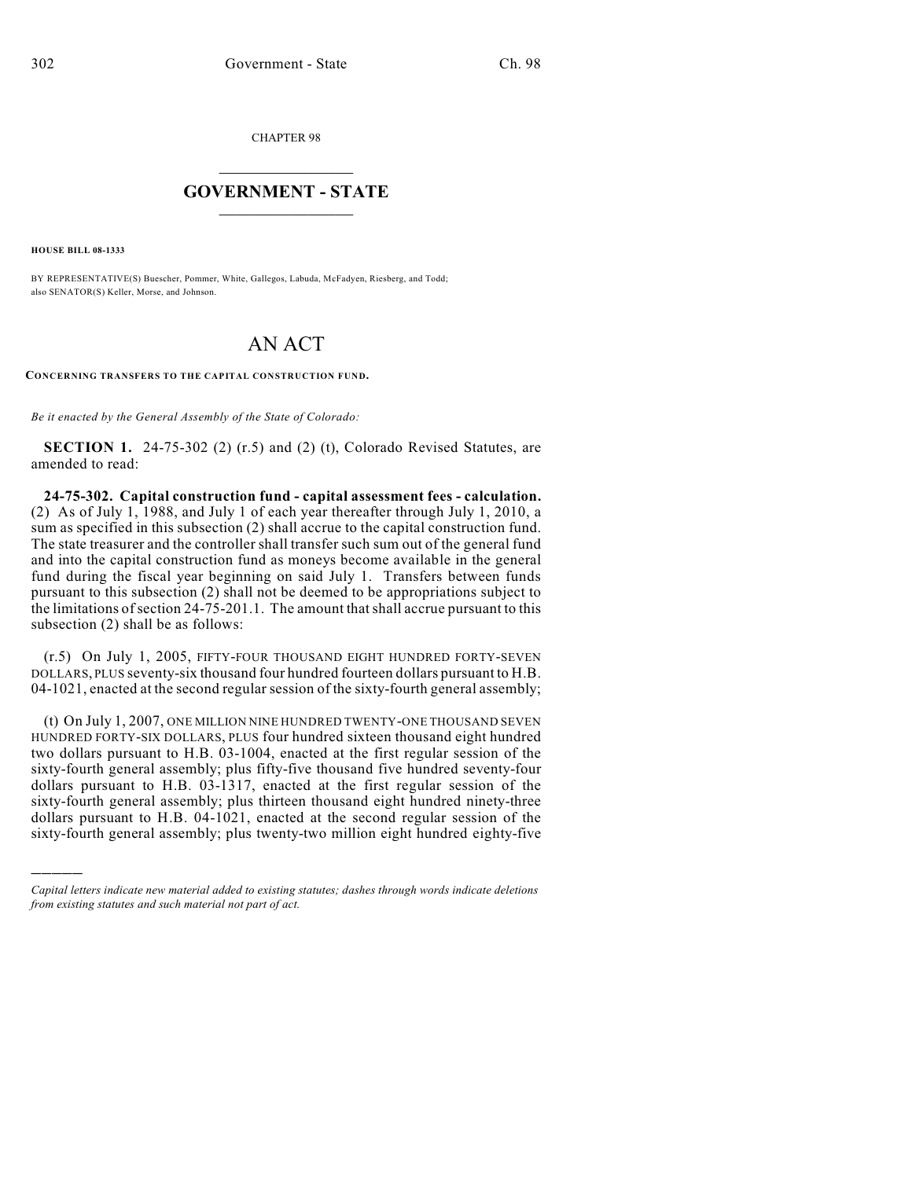CHAPTER 98

# GOVERNMENT - STATE

**HOUSE BILL 08-1333**

BY REPRESENTATIVE(S) Buescher, Pommer, White, Gallegos, Labuda, McFadyen, Riesberg, and Todd; also SENATOR(S) Keller, Morse, and Johnson.

# AN ACT

**CONCERNING TRANSFERS TO THE CAPITAL CONSTRUCTION FUND.**

*Be it enacted by the General Assembly of the State of Colorado:*

**SECTION 1.** 24-75-302 (2) (r.5) and (2) (t), Colorado Revised Statutes, are amended to read:

**24-75-302. Capital construction fund - capital assessment fees - calculation.** (2) As of July 1, 1988, and July 1 of each year thereafter through July 1, 2010, a sum as specified in this subsection (2) shall accrue to the capital construction fund. The state treasurer and the controller shall transfer such sum out of the general fund and into the capital construction fund as moneys become available in the general fund during the fiscal year beginning on said July 1. Transfers between funds pursuant to this subsection (2) shall not be deemed to be appropriations subject to the limitations of section 24-75-201.1. The amount that shall accrue pursuant to this subsection (2) shall be as follows:

(r.5) On July 1, 2005, FIFTY-FOUR THOUSAND EIGHT HUNDRED FORTY-SEVEN DOLLARS, PLUS seventy-six thousand four hundred fourteen dollars pursuant to H.B. 04-1021, enacted at the second regular session of the sixty-fourth general assembly;

(t) On July 1, 2007, ONE MILLION NINE HUNDRED TWENTY-ONE THOUSAND SEVEN HUNDRED FORTY-SIX DOLLARS, PLUS four hundred sixteen thousand eight hundred two dollars pursuant to H.B. 03-1004, enacted at the first regular session of the sixty-fourth general assembly; plus fifty-five thousand five hundred seventy-four dollars pursuant to H.B. 03-1317, enacted at the first regular session of the sixty-fourth general assembly; plus thirteen thousand eight hundred ninety-three dollars pursuant to H.B. 04-1021, enacted at the second regular session of the sixty-fourth general assembly; plus twenty-two million eight hundred eighty-five

---

*Capital letters indicate new material added to existing statutes; dashes through words indicate deletions from existing statutes and such material not part of act.*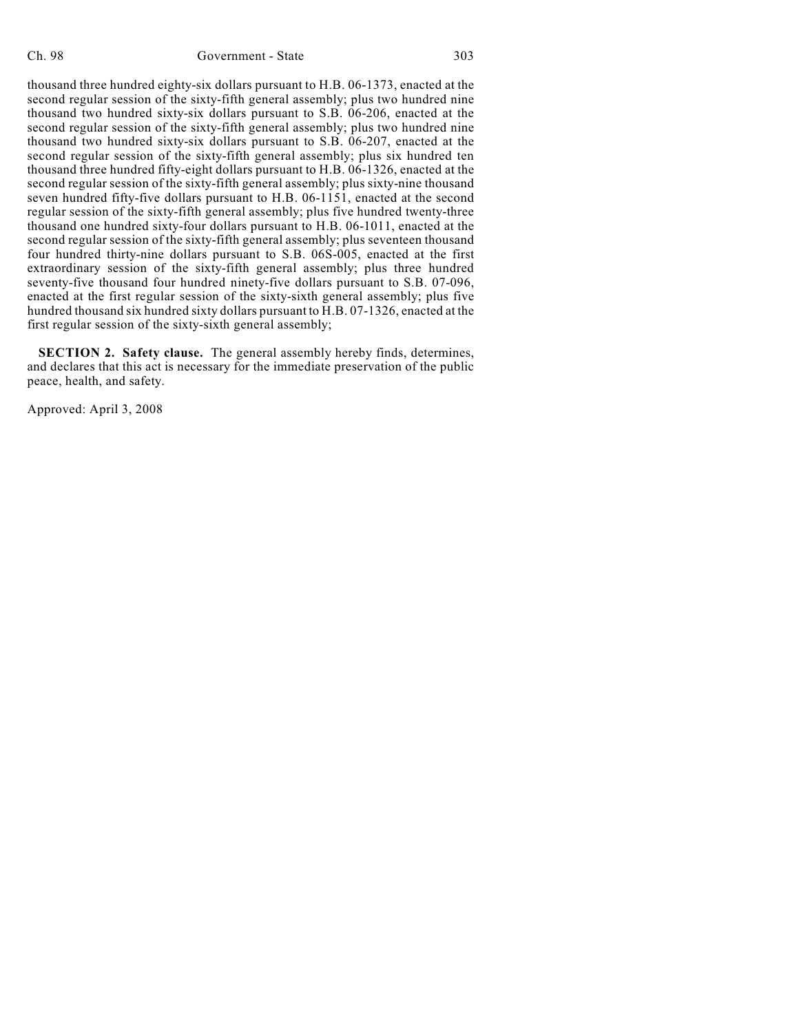thousand three hundred eighty-six dollars pursuant to H.B. 06-1373, enacted at the second regular session of the sixty-fifth general assembly; plus two hundred nine thousand two hundred sixty-six dollars pursuant to S.B. 06-206, enacted at the second regular session of the sixty-fifth general assembly; plus two hundred nine thousand two hundred sixty-six dollars pursuant to S.B. 06-207, enacted at the second regular session of the sixty-fifth general assembly; plus six hundred ten thousand three hundred fifty-eight dollars pursuant to H.B. 06-1326, enacted at the second regular session of the sixty-fifth general assembly; plus sixty-nine thousand seven hundred fifty-five dollars pursuant to H.B. 06-1151, enacted at the second regular session of the sixty-fifth general assembly; plus five hundred twenty-three thousand one hundred sixty-four dollars pursuant to H.B. 06-1011, enacted at the second regular session of the sixty-fifth general assembly; plus seventeen thousand four hundred thirty-nine dollars pursuant to S.B. 06S-005, enacted at the first extraordinary session of the sixty-fifth general assembly; plus three hundred seventy-five thousand four hundred ninety-five dollars pursuant to S.B. 07-096, enacted at the first regular session of the sixty-sixth general assembly; plus five hundred thousand six hundred sixty dollars pursuant to H.B. 07-1326, enacted at the first regular session of the sixty-sixth general assembly;

**SECTION 2. Safety clause.** The general assembly hereby finds, determines, and declares that this act is necessary for the immediate preservation of the public peace, health, and safety.

Approved: April 3, 2008